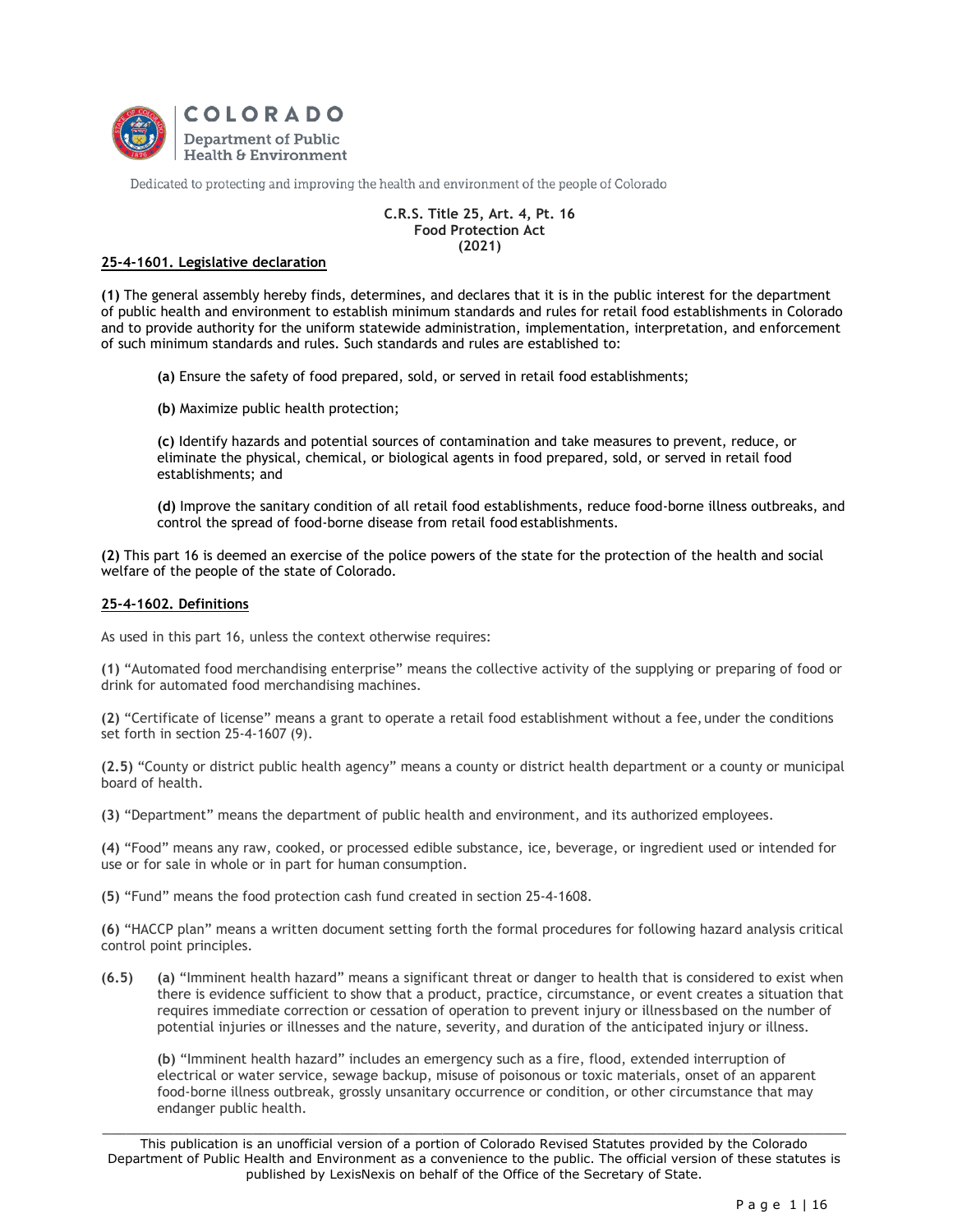COLORADO

Department of Public Health & Environment

Dedicated to protecting and improving the health and environment of the people of Colorado

**C.R.S. Title 25, Art. 4, Pt. 16**
**Food Protection Act**
**(2021)**

**25-4-1601. Legislative declaration**

**(1)** The general assembly hereby finds, determines, and declares that it is in the public interest for the department of public health and environment to establish minimum standards and rules for retail food establishments in Colorado and to provide authority for the uniform statewide administration, implementation, interpretation, and enforcement of such minimum standards and rules. Such standards and rules are established to:

> **(a)** Ensure the safety of food prepared, sold, or served in retail food establishments;
>
> **(b)** Maximize public health protection;
>
> **(c)** Identify hazards and potential sources of contamination and take measures to prevent, reduce, or eliminate the physical, chemical, or biological agents in food prepared, sold, or served in retail food establishments; and
>
> **(d)** Improve the sanitary condition of all retail food establishments, reduce food-borne illness outbreaks, and control the spread of food-borne disease from retail food establishments.

**(2)** This part 16 is deemed an exercise of the police powers of the state for the protection of the health and social welfare of the people of the state of Colorado.

**25-4-1602. Definitions**

As used in this part 16, unless the context otherwise requires:

**(1)** "Automated food merchandising enterprise" means the collective activity of the supplying or preparing of food or drink for automated food merchandising machines.

**(2)** "Certificate of license" means a grant to operate a retail food establishment without a fee, under the conditions set forth in section 25-4-1607 (9).

**(2.5)** "County or district public health agency" means a county or district health department or a county or municipal board of health.

**(3)** "Department" means the department of public health and environment, and its authorized employees.

**(4)** "Food" means any raw, cooked, or processed edible substance, ice, beverage, or ingredient used or intended for use or for sale in whole or in part for human consumption.

**(5)** "Fund" means the food protection cash fund created in section 25-4-1608.

**(6)** "HACCP plan" means a written document setting forth the formal procedures for following hazard analysis critical control point principles.

**(6.5)** **(a)** "Imminent health hazard" means a significant threat or danger to health that is considered to exist when there is evidence sufficient to show that a product, practice, circumstance, or event creates a situation that requires immediate correction or cessation of operation to prevent injury or illness based on the number of potential injuries or illnesses and the nature, severity, and duration of the anticipated injury or illness.

> **(b)** "Imminent health hazard" includes an emergency such as a fire, flood, extended interruption of electrical or water service, sewage backup, misuse of poisonous or toxic materials, onset of an apparent food-borne illness outbreak, grossly unsanitary occurrence or condition, or other circumstance that may endanger public health.

This publication is an unofficial version of a portion of Colorado Revised Statutes provided by the Colorado Department of Public Health and Environment as a convenience to the public. The official version of these statutes is published by LexisNexis on behalf of the Office of the Secretary of State.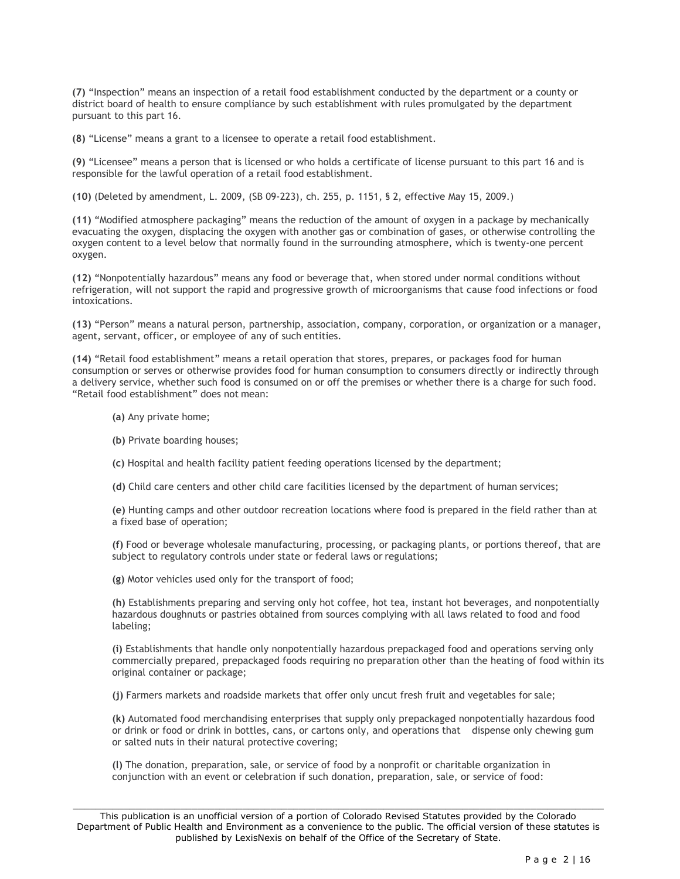**(7)** "Inspection" means an inspection of a retail food establishment conducted by the department or a county or district board of health to ensure compliance by such establishment with rules promulgated by the department pursuant to this part 16.

**(8)** "License" means a grant to a licensee to operate a retail food establishment.

**(9)** "Licensee" means a person that is licensed or who holds a certificate of license pursuant to this part 16 and is responsible for the lawful operation of a retail food establishment.

**(10)** (Deleted by amendment, L. 2009, (SB 09-223), ch. 255, p. 1151, § 2, effective May 15, 2009.)

**(11)** "Modified atmosphere packaging" means the reduction of the amount of oxygen in a package by mechanically evacuating the oxygen, displacing the oxygen with another gas or combination of gases, or otherwise controlling the oxygen content to a level below that normally found in the surrounding atmosphere, which is twenty-one percent oxygen.

**(12)** "Nonpotentially hazardous" means any food or beverage that, when stored under normal conditions without refrigeration, will not support the rapid and progressive growth of microorganisms that cause food infections or food intoxications.

**(13)** "Person" means a natural person, partnership, association, company, corporation, or organization or a manager, agent, servant, officer, or employee of any of such entities.

**(14)** "Retail food establishment" means a retail operation that stores, prepares, or packages food for human consumption or serves or otherwise provides food for human consumption to consumers directly or indirectly through a delivery service, whether such food is consumed on or off the premises or whether there is a charge for such food. "Retail food establishment" does not mean:

> **(a)** Any private home;
>
> **(b)** Private boarding houses;
>
> **(c)** Hospital and health facility patient feeding operations licensed by the department;
>
> **(d)** Child care centers and other child care facilities licensed by the department of human services;
>
> **(e)** Hunting camps and other outdoor recreation locations where food is prepared in the field rather than at a fixed base of operation;
>
> **(f)** Food or beverage wholesale manufacturing, processing, or packaging plants, or portions thereof, that are subject to regulatory controls under state or federal laws or regulations;
>
> **(g)** Motor vehicles used only for the transport of food;
>
> **(h)** Establishments preparing and serving only hot coffee, hot tea, instant hot beverages, and nonpotentially hazardous doughnuts or pastries obtained from sources complying with all laws related to food and food labeling;
>
> **(i)** Establishments that handle only nonpotentially hazardous prepackaged food and operations serving only commercially prepared, prepackaged foods requiring no preparation other than the heating of food within its original container or package;
>
> **(j)** Farmers markets and roadside markets that offer only uncut fresh fruit and vegetables for sale;
>
> **(k)** Automated food merchandising enterprises that supply only prepackaged nonpotentially hazardous food or drink or food or drink in bottles, cans, or cartons only, and operations that dispense only chewing gum or salted nuts in their natural protective covering;
>
> **(l)** The donation, preparation, sale, or service of food by a nonprofit or charitable organization in conjunction with an event or celebration if such donation, preparation, sale, or service of food:

This publication is an unofficial version of a portion of Colorado Revised Statutes provided by the Colorado Department of Public Health and Environment as a convenience to the public. The official version of these statutes is published by LexisNexis on behalf of the Office of the Secretary of State.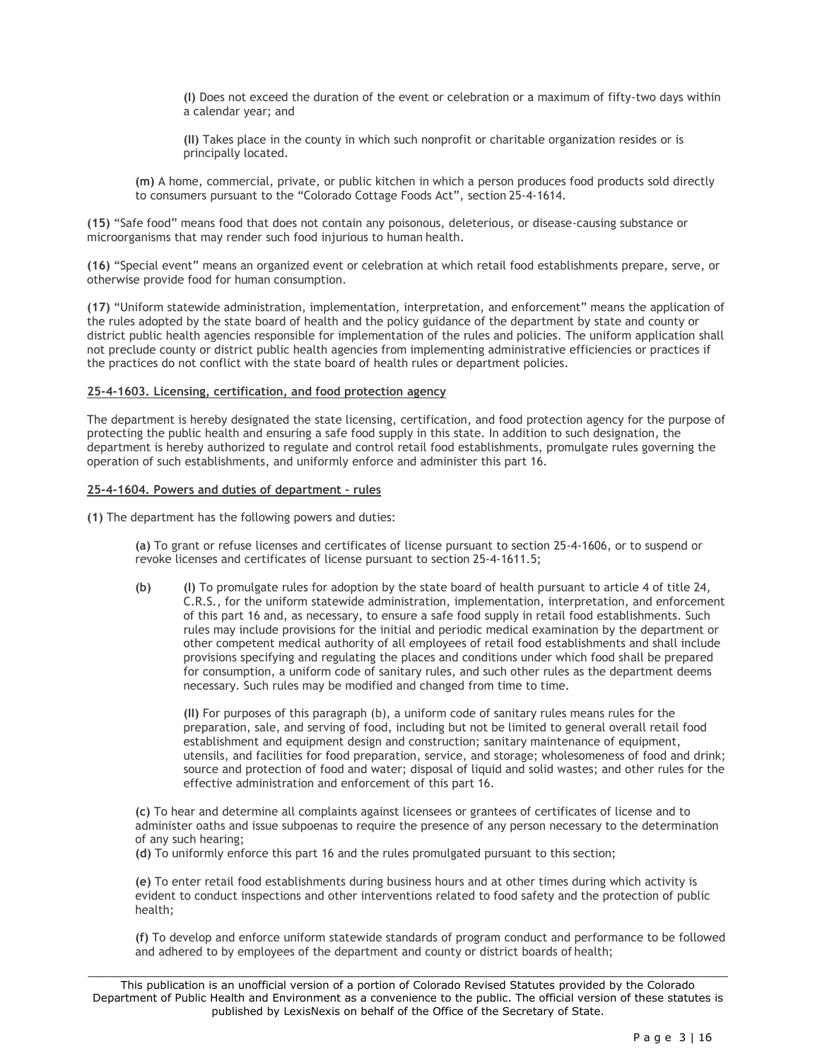**(I)** Does not exceed the duration of the event or celebration or a maximum of fifty-two days within a calendar year; and

**(II)** Takes place in the county in which such nonprofit or charitable organization resides or is principally located.

**(m)** A home, commercial, private, or public kitchen in which a person produces food products sold directly to consumers pursuant to the "Colorado Cottage Foods Act", section 25-4-1614.

**(15)** "Safe food" means food that does not contain any poisonous, deleterious, or disease-causing substance or microorganisms that may render such food injurious to human health.

**(16)** "Special event" means an organized event or celebration at which retail food establishments prepare, serve, or otherwise provide food for human consumption.

**(17)** "Uniform statewide administration, implementation, interpretation, and enforcement" means the application of the rules adopted by the state board of health and the policy guidance of the department by state and county or district public health agencies responsible for implementation of the rules and policies. The uniform application shall not preclude county or district public health agencies from implementing administrative efficiencies or practices if the practices do not conflict with the state board of health rules or department policies.

**25-4-1603. Licensing, certification, and food protection agency**

The department is hereby designated the state licensing, certification, and food protection agency for the purpose of protecting the public health and ensuring a safe food supply in this state. In addition to such designation, the department is hereby authorized to regulate and control retail food establishments, promulgate rules governing the operation of such establishments, and uniformly enforce and administer this part 16.

**25-4-1604. Powers and duties of department – rules**

**(1)** The department has the following powers and duties:

**(a)** To grant or refuse licenses and certificates of license pursuant to section 25-4-1606, or to suspend or revoke licenses and certificates of license pursuant to section 25-4-1611.5;

**(b)** **(I)** To promulgate rules for adoption by the state board of health pursuant to article 4 of title 24, C.R.S., for the uniform statewide administration, implementation, interpretation, and enforcement of this part 16 and, as necessary, to ensure a safe food supply in retail food establishments. Such rules may include provisions for the initial and periodic medical examination by the department or other competent medical authority of all employees of retail food establishments and shall include provisions specifying and regulating the places and conditions under which food shall be prepared for consumption, a uniform code of sanitary rules, and such other rules as the department deems necessary. Such rules may be modified and changed from time to time.

**(II)** For purposes of this paragraph (b), a uniform code of sanitary rules means rules for the preparation, sale, and serving of food, including but not be limited to general overall retail food establishment and equipment design and construction; sanitary maintenance of equipment, utensils, and facilities for food preparation, service, and storage; wholesomeness of food and drink; source and protection of food and water; disposal of liquid and solid wastes; and other rules for the effective administration and enforcement of this part 16.

**(c)** To hear and determine all complaints against licensees or grantees of certificates of license and to administer oaths and issue subpoenas to require the presence of any person necessary to the determination of any such hearing;

**(d)** To uniformly enforce this part 16 and the rules promulgated pursuant to this section;

**(e)** To enter retail food establishments during business hours and at other times during which activity is evident to conduct inspections and other interventions related to food safety and the protection of public health;

**(f)** To develop and enforce uniform statewide standards of program conduct and performance to be followed and adhered to by employees of the department and county or district boards of health;

This publication is an unofficial version of a portion of Colorado Revised Statutes provided by the Colorado Department of Public Health and Environment as a convenience to the public. The official version of these statutes is published by LexisNexis on behalf of the Office of the Secretary of State.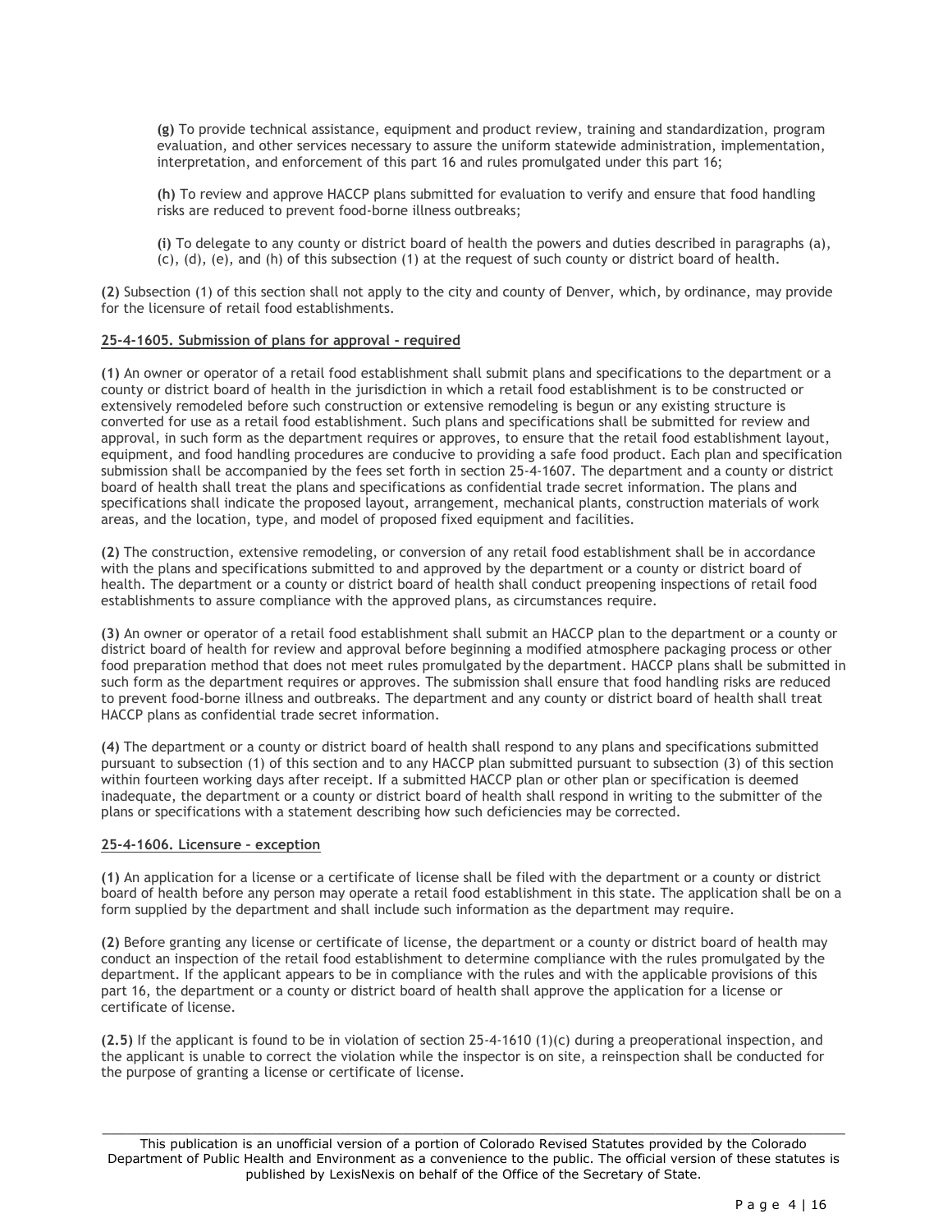**(g)** To provide technical assistance, equipment and product review, training and standardization, program evaluation, and other services necessary to assure the uniform statewide administration, implementation, interpretation, and enforcement of this part 16 and rules promulgated under this part 16;

**(h)** To review and approve HACCP plans submitted for evaluation to verify and ensure that food handling risks are reduced to prevent food-borne illness outbreaks;

**(i)** To delegate to any county or district board of health the powers and duties described in paragraphs (a), (c), (d), (e), and (h) of this subsection (1) at the request of such county or district board of health.

**(2)** Subsection (1) of this section shall not apply to the city and county of Denver, which, by ordinance, may provide for the licensure of retail food establishments.

**25-4-1605. Submission of plans for approval - required**

**(1)** An owner or operator of a retail food establishment shall submit plans and specifications to the department or a county or district board of health in the jurisdiction in which a retail food establishment is to be constructed or extensively remodeled before such construction or extensive remodeling is begun or any existing structure is converted for use as a retail food establishment. Such plans and specifications shall be submitted for review and approval, in such form as the department requires or approves, to ensure that the retail food establishment layout, equipment, and food handling procedures are conducive to providing a safe food product. Each plan and specification submission shall be accompanied by the fees set forth in section 25-4-1607. The department and a county or district board of health shall treat the plans and specifications as confidential trade secret information. The plans and specifications shall indicate the proposed layout, arrangement, mechanical plants, construction materials of work areas, and the location, type, and model of proposed fixed equipment and facilities.

**(2)** The construction, extensive remodeling, or conversion of any retail food establishment shall be in accordance with the plans and specifications submitted to and approved by the department or a county or district board of health. The department or a county or district board of health shall conduct preopening inspections of retail food establishments to assure compliance with the approved plans, as circumstances require.

**(3)** An owner or operator of a retail food establishment shall submit an HACCP plan to the department or a county or district board of health for review and approval before beginning a modified atmosphere packaging process or other food preparation method that does not meet rules promulgated by the department. HACCP plans shall be submitted in such form as the department requires or approves. The submission shall ensure that food handling risks are reduced to prevent food-borne illness and outbreaks. The department and any county or district board of health shall treat HACCP plans as confidential trade secret information.

**(4)** The department or a county or district board of health shall respond to any plans and specifications submitted pursuant to subsection (1) of this section and to any HACCP plan submitted pursuant to subsection (3) of this section within fourteen working days after receipt. If a submitted HACCP plan or other plan or specification is deemed inadequate, the department or a county or district board of health shall respond in writing to the submitter of the plans or specifications with a statement describing how such deficiencies may be corrected.

**25-4-1606. Licensure - exception**

**(1)** An application for a license or a certificate of license shall be filed with the department or a county or district board of health before any person may operate a retail food establishment in this state. The application shall be on a form supplied by the department and shall include such information as the department may require.

**(2)** Before granting any license or certificate of license, the department or a county or district board of health may conduct an inspection of the retail food establishment to determine compliance with the rules promulgated by the department. If the applicant appears to be in compliance with the rules and with the applicable provisions of this part 16, the department or a county or district board of health shall approve the application for a license or certificate of license.

**(2.5)** If the applicant is found to be in violation of section 25-4-1610 (1)(c) during a preoperational inspection, and the applicant is unable to correct the violation while the inspector is on site, a reinspection shall be conducted for the purpose of granting a license or certificate of license.

This publication is an unofficial version of a portion of Colorado Revised Statutes provided by the Colorado Department of Public Health and Environment as a convenience to the public. The official version of these statutes is published by LexisNexis on behalf of the Office of the Secretary of State.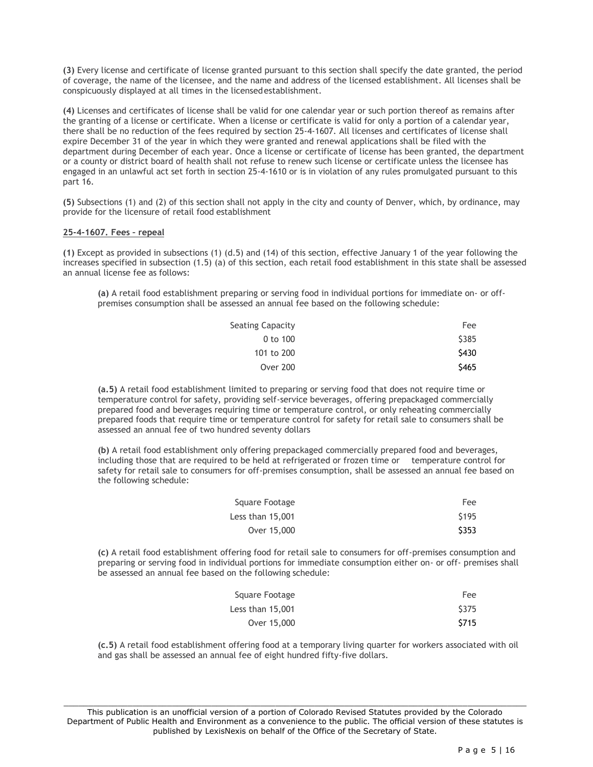**(3)** Every license and certificate of license granted pursuant to this section shall specify the date granted, the period of coverage, the name of the licensee, and the name and address of the licensed establishment. All licenses shall be conspicuously displayed at all times in the licensed establishment.

**(4)** Licenses and certificates of license shall be valid for one calendar year or such portion thereof as remains after the granting of a license or certificate. When a license or certificate is valid for only a portion of a calendar year, there shall be no reduction of the fees required by section 25-4-1607. All licenses and certificates of license shall expire December 31 of the year in which they were granted and renewal applications shall be filed with the department during December of each year. Once a license or certificate of license has been granted, the department or a county or district board of health shall not refuse to renew such license or certificate unless the licensee has engaged in an unlawful act set forth in section 25-4-1610 or is in violation of any rules promulgated pursuant to this part 16.

**(5)** Subsections (1) and (2) of this section shall not apply in the city and county of Denver, which, by ordinance, may provide for the licensure of retail food establishment

**25-4-1607. Fees – repeal**

**(1)** Except as provided in subsections (1) (d.5) and (14) of this section, effective January 1 of the year following the increases specified in subsection (1.5) (a) of this section, each retail food establishment in this state shall be assessed an annual license fee as follows:

**(a)** A retail food establishment preparing or serving food in individual portions for immediate on- or off-premises consumption shall be assessed an annual fee based on the following schedule:

| Seating Capacity | Fee |
|---|---|
| 0 to 100 | $385 |
| 101 to 200 | $430 |
| Over 200 | $465 |

**(a.5)** A retail food establishment limited to preparing or serving food that does not require time or temperature control for safety, providing self-service beverages, offering prepackaged commercially prepared food and beverages requiring time or temperature control, or only reheating commercially prepared foods that require time or temperature control for safety for retail sale to consumers shall be assessed an annual fee of two hundred seventy dollars

**(b)** A retail food establishment only offering prepackaged commercially prepared food and beverages, including those that are required to be held at refrigerated or frozen time or temperature control for safety for retail sale to consumers for off-premises consumption, shall be assessed an annual fee based on the following schedule:

| Square Footage | Fee |
|---|---|
| Less than 15,001 | $195 |
| Over 15,000 | $353 |

**(c)** A retail food establishment offering food for retail sale to consumers for off-premises consumption and preparing or serving food in individual portions for immediate consumption either on- or off- premises shall be assessed an annual fee based on the following schedule:

| Square Footage | Fee |
|---|---|
| Less than 15,001 | $375 |
| Over 15,000 | $715 |

**(c.5)** A retail food establishment offering food at a temporary living quarter for workers associated with oil and gas shall be assessed an annual fee of eight hundred fifty-five dollars.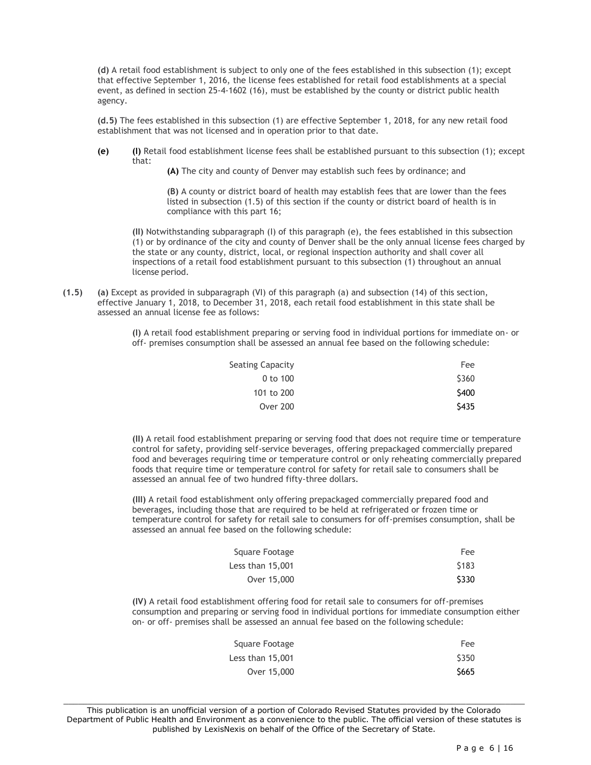**(d)** A retail food establishment is subject to only one of the fees established in this subsection (1); except that effective September 1, 2016, the license fees established for retail food establishments at a special event, as defined in section 25-4-1602 (16), must be established by the county or district public health agency.

**(d.5)** The fees established in this subsection (1) are effective September 1, 2018, for any new retail food establishment that was not licensed and in operation prior to that date.

**(e)** **(I)** Retail food establishment license fees shall be established pursuant to this subsection (1); except that:

**(A)** The city and county of Denver may establish such fees by ordinance; and

**(B)** A county or district board of health may establish fees that are lower than the fees listed in subsection (1.5) of this section if the county or district board of health is in compliance with this part 16;

**(II)** Notwithstanding subparagraph (I) of this paragraph (e), the fees established in this subsection (1) or by ordinance of the city and county of Denver shall be the only annual license fees charged by the state or any county, district, local, or regional inspection authority and shall cover all inspections of a retail food establishment pursuant to this subsection (1) throughout an annual license period.

**(1.5)** **(a)** Except as provided in subparagraph (VI) of this paragraph (a) and subsection (14) of this section, effective January 1, 2018, to December 31, 2018, each retail food establishment in this state shall be assessed an annual license fee as follows:

**(I)** A retail food establishment preparing or serving food in individual portions for immediate on- or off- premises consumption shall be assessed an annual fee based on the following schedule:

| Seating Capacity | Fee |
|---|---|
| 0 to 100 | $360 |
| 101 to 200 | $400 |
| Over 200 | $435 |

**(II)** A retail food establishment preparing or serving food that does not require time or temperature control for safety, providing self-service beverages, offering prepackaged commercially prepared food and beverages requiring time or temperature control or only reheating commercially prepared foods that require time or temperature control for safety for retail sale to consumers shall be assessed an annual fee of two hundred fifty-three dollars.

**(III)** A retail food establishment only offering prepackaged commercially prepared food and beverages, including those that are required to be held at refrigerated or frozen time or temperature control for safety for retail sale to consumers for off-premises consumption, shall be assessed an annual fee based on the following schedule:

| Square Footage | Fee |
|---|---|
| Less than 15,001 | $183 |
| Over 15,000 | $330 |

**(IV)** A retail food establishment offering food for retail sale to consumers for off-premises consumption and preparing or serving food in individual portions for immediate consumption either on- or off- premises shall be assessed an annual fee based on the following schedule:

| Square Footage | Fee |
|---|---|
| Less than 15,001 | $350 |
| Over 15,000 | $665 |

This publication is an unofficial version of a portion of Colorado Revised Statutes provided by the Colorado Department of Public Health and Environment as a convenience to the public. The official version of these statutes is published by LexisNexis on behalf of the Office of the Secretary of State.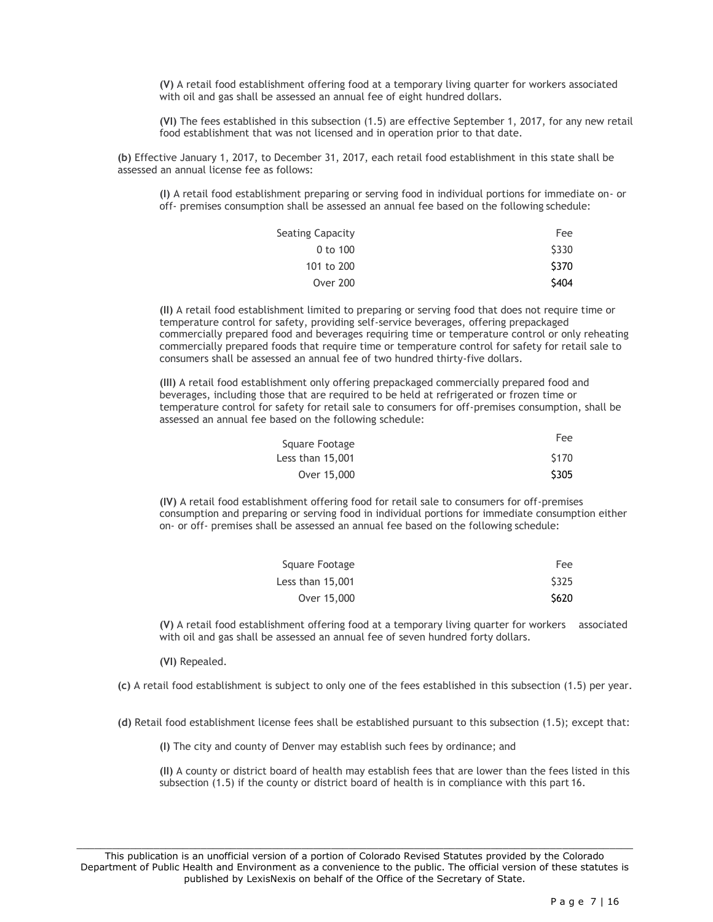**(V)** A retail food establishment offering food at a temporary living quarter for workers associated with oil and gas shall be assessed an annual fee of eight hundred dollars.

**(VI)** The fees established in this subsection (1.5) are effective September 1, 2017, for any new retail food establishment that was not licensed and in operation prior to that date.

**(b)** Effective January 1, 2017, to December 31, 2017, each retail food establishment in this state shall be assessed an annual license fee as follows:

**(I)** A retail food establishment preparing or serving food in individual portions for immediate on- or off- premises consumption shall be assessed an annual fee based on the following schedule:

| Seating Capacity | Fee |
|---|---|
| 0 to 100 | $330 |
| 101 to 200 | $370 |
| Over 200 | $404 |

**(II)** A retail food establishment limited to preparing or serving food that does not require time or temperature control for safety, providing self-service beverages, offering prepackaged commercially prepared food and beverages requiring time or temperature control or only reheating commercially prepared foods that require time or temperature control for safety for retail sale to consumers shall be assessed an annual fee of two hundred thirty-five dollars.

**(III)** A retail food establishment only offering prepackaged commercially prepared food and beverages, including those that are required to be held at refrigerated or frozen time or temperature control for safety for retail sale to consumers for off-premises consumption, shall be assessed an annual fee based on the following schedule:

| Square Footage | Fee |
|---|---|
| Less than 15,001 | $170 |
| Over 15,000 | $305 |

**(IV)** A retail food establishment offering food for retail sale to consumers for off-premises consumption and preparing or serving food in individual portions for immediate consumption either on- or off- premises shall be assessed an annual fee based on the following schedule:

| Square Footage | Fee |
|---|---|
| Less than 15,001 | $325 |
| Over 15,000 | $620 |

**(V)** A retail food establishment offering food at a temporary living quarter for workers associated with oil and gas shall be assessed an annual fee of seven hundred forty dollars.

**(VI)** Repealed.

**(c)** A retail food establishment is subject to only one of the fees established in this subsection (1.5) per year.

**(d)** Retail food establishment license fees shall be established pursuant to this subsection (1.5); except that:

**(I)** The city and county of Denver may establish such fees by ordinance; and

**(II)** A county or district board of health may establish fees that are lower than the fees listed in this subsection (1.5) if the county or district board of health is in compliance with this part 16.

This publication is an unofficial version of a portion of Colorado Revised Statutes provided by the Colorado Department of Public Health and Environment as a convenience to the public. The official version of these statutes is published by LexisNexis on behalf of the Office of the Secretary of State.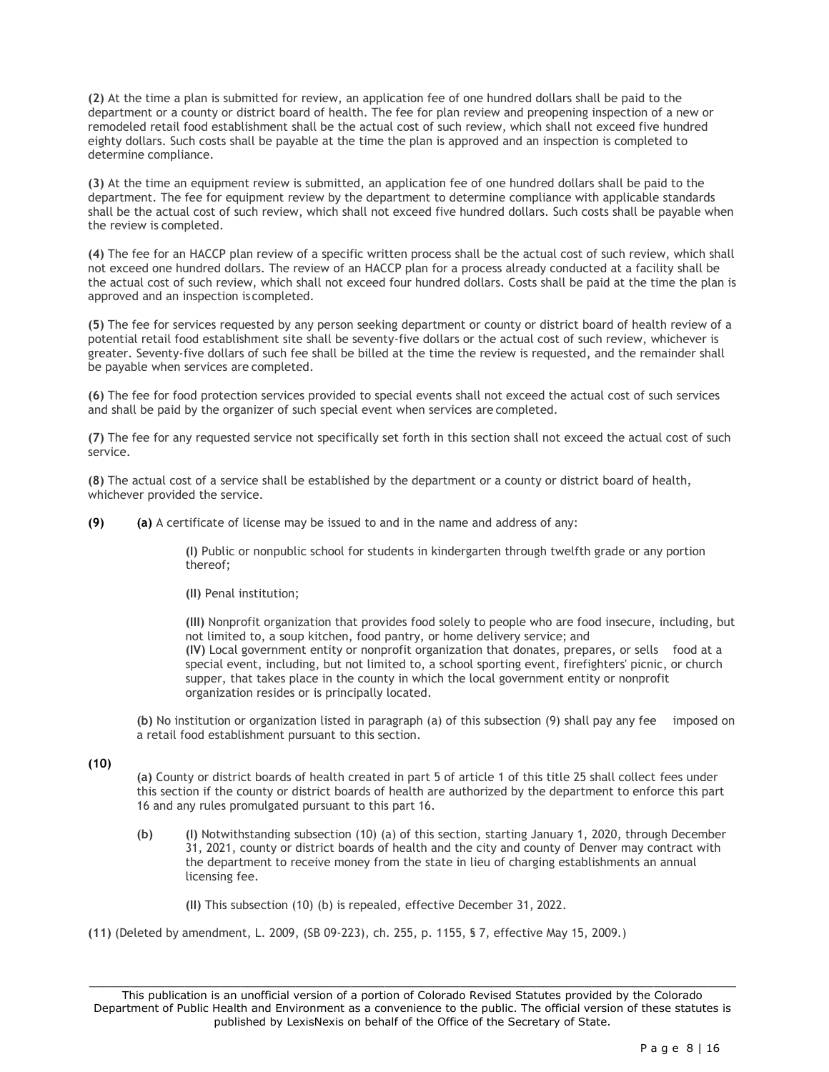**(2)** At the time a plan is submitted for review, an application fee of one hundred dollars shall be paid to the department or a county or district board of health. The fee for plan review and preopening inspection of a new or remodeled retail food establishment shall be the actual cost of such review, which shall not exceed five hundred eighty dollars. Such costs shall be payable at the time the plan is approved and an inspection is completed to determine compliance.

**(3)** At the time an equipment review is submitted, an application fee of one hundred dollars shall be paid to the department. The fee for equipment review by the department to determine compliance with applicable standards shall be the actual cost of such review, which shall not exceed five hundred dollars. Such costs shall be payable when the review is completed.

**(4)** The fee for an HACCP plan review of a specific written process shall be the actual cost of such review, which shall not exceed one hundred dollars. The review of an HACCP plan for a process already conducted at a facility shall be the actual cost of such review, which shall not exceed four hundred dollars. Costs shall be paid at the time the plan is approved and an inspection is completed.

**(5)** The fee for services requested by any person seeking department or county or district board of health review of a potential retail food establishment site shall be seventy-five dollars or the actual cost of such review, whichever is greater. Seventy-five dollars of such fee shall be billed at the time the review is requested, and the remainder shall be payable when services are completed.

**(6)** The fee for food protection services provided to special events shall not exceed the actual cost of such services and shall be paid by the organizer of such special event when services are completed.

**(7)** The fee for any requested service not specifically set forth in this section shall not exceed the actual cost of such service.

**(8)** The actual cost of a service shall be established by the department or a county or district board of health, whichever provided the service.

**(9)** **(a)** A certificate of license may be issued to and in the name and address of any:

> **(I)** Public or nonpublic school for students in kindergarten through twelfth grade or any portion thereof;
>
> **(II)** Penal institution;
>
> **(III)** Nonprofit organization that provides food solely to people who are food insecure, including, but not limited to, a soup kitchen, food pantry, or home delivery service; and
> **(IV)** Local government entity or nonprofit organization that donates, prepares, or sells food at a special event, including, but not limited to, a school sporting event, firefighters' picnic, or church supper, that takes place in the county in which the local government entity or nonprofit organization resides or is principally located.

**(b)** No institution or organization listed in paragraph (a) of this subsection (9) shall pay any fee imposed on a retail food establishment pursuant to this section.

**(10)**

**(a)** County or district boards of health created in part 5 of article 1 of this title 25 shall collect fees under this section if the county or district boards of health are authorized by the department to enforce this part 16 and any rules promulgated pursuant to this part 16.

**(b)** **(I)** Notwithstanding subsection (10) (a) of this section, starting January 1, 2020, through December 31, 2021, county or district boards of health and the city and county of Denver may contract with the department to receive money from the state in lieu of charging establishments an annual licensing fee.

> **(II)** This subsection (10) (b) is repealed, effective December 31, 2022.

**(11)** (Deleted by amendment, L. 2009, (SB 09-223), ch. 255, p. 1155, § 7, effective May 15, 2009.)

This publication is an unofficial version of a portion of Colorado Revised Statutes provided by the Colorado Department of Public Health and Environment as a convenience to the public. The official version of these statutes is published by LexisNexis on behalf of the Office of the Secretary of State.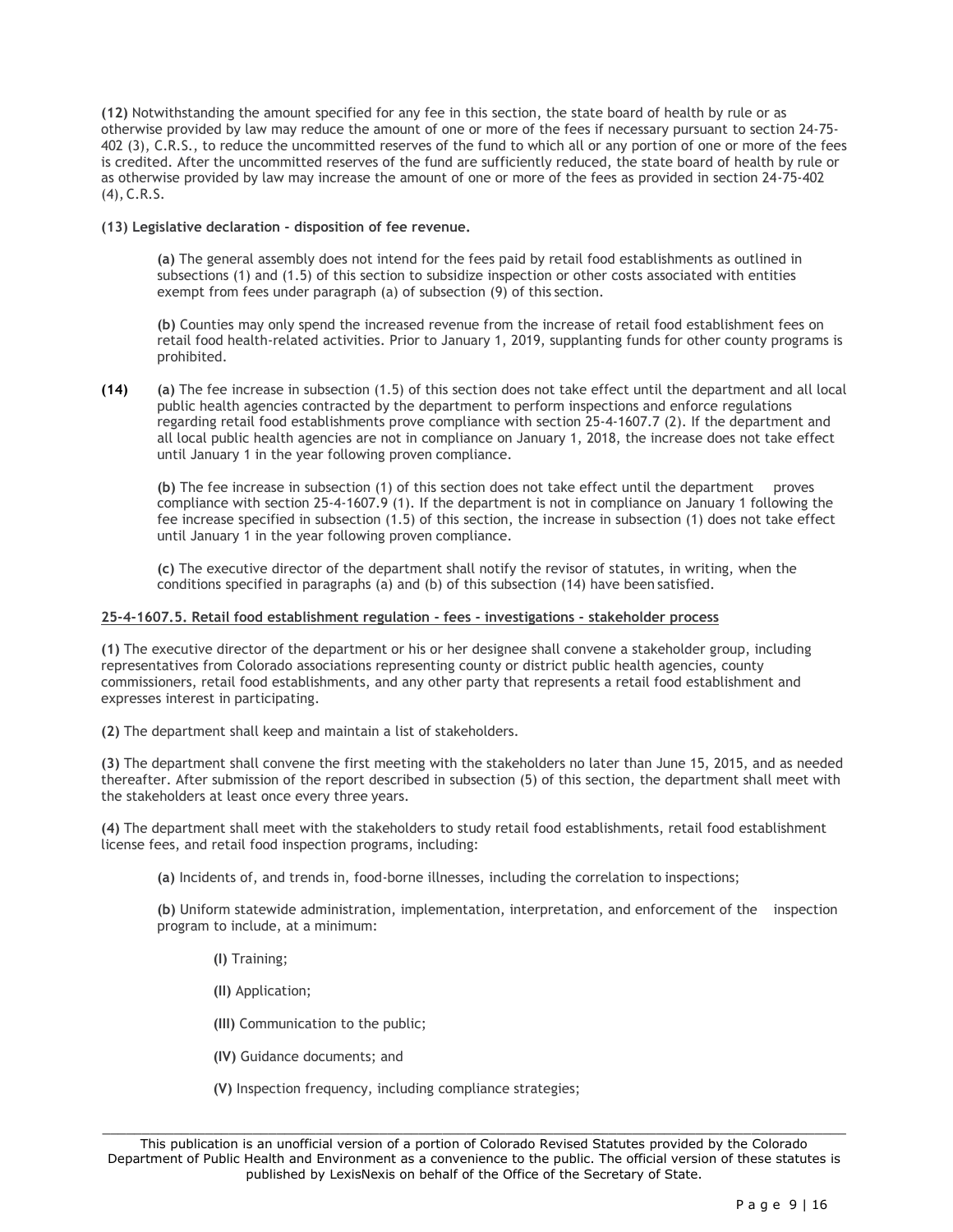**(12)** Notwithstanding the amount specified for any fee in this section, the state board of health by rule or as otherwise provided by law may reduce the amount of one or more of the fees if necessary pursuant to section 24-75-402 (3), C.R.S., to reduce the uncommitted reserves of the fund to which all or any portion of one or more of the fees is credited. After the uncommitted reserves of the fund are sufficiently reduced, the state board of health by rule or as otherwise provided by law may increase the amount of one or more of the fees as provided in section 24-75-402 (4), C.R.S.

**(13) Legislative declaration - disposition of fee revenue.**

**(a)** The general assembly does not intend for the fees paid by retail food establishments as outlined in subsections (1) and (1.5) of this section to subsidize inspection or other costs associated with entities exempt from fees under paragraph (a) of subsection (9) of this section.

**(b)** Counties may only spend the increased revenue from the increase of retail food establishment fees on retail food health-related activities. Prior to January 1, 2019, supplanting funds for other county programs is prohibited.

**(14)** **(a)** The fee increase in subsection (1.5) of this section does not take effect until the department and all local public health agencies contracted by the department to perform inspections and enforce regulations regarding retail food establishments prove compliance with section 25-4-1607.7 (2). If the department and all local public health agencies are not in compliance on January 1, 2018, the increase does not take effect until January 1 in the year following proven compliance.

**(b)** The fee increase in subsection (1) of this section does not take effect until the department proves compliance with section 25-4-1607.9 (1). If the department is not in compliance on January 1 following the fee increase specified in subsection (1.5) of this section, the increase in subsection (1) does not take effect until January 1 in the year following proven compliance.

**(c)** The executive director of the department shall notify the revisor of statutes, in writing, when the conditions specified in paragraphs (a) and (b) of this subsection (14) have been satisfied.

**25-4-1607.5. Retail food establishment regulation - fees - investigations - stakeholder process**

**(1)** The executive director of the department or his or her designee shall convene a stakeholder group, including representatives from Colorado associations representing county or district public health agencies, county commissioners, retail food establishments, and any other party that represents a retail food establishment and expresses interest in participating.

**(2)** The department shall keep and maintain a list of stakeholders.

**(3)** The department shall convene the first meeting with the stakeholders no later than June 15, 2015, and as needed thereafter. After submission of the report described in subsection (5) of this section, the department shall meet with the stakeholders at least once every three years.

**(4)** The department shall meet with the stakeholders to study retail food establishments, retail food establishment license fees, and retail food inspection programs, including:

**(a)** Incidents of, and trends in, food-borne illnesses, including the correlation to inspections;

**(b)** Uniform statewide administration, implementation, interpretation, and enforcement of the inspection program to include, at a minimum:

**(I)** Training;

**(II)** Application;

**(III)** Communication to the public;

**(IV)** Guidance documents; and

**(V)** Inspection frequency, including compliance strategies;

This publication is an unofficial version of a portion of Colorado Revised Statutes provided by the Colorado Department of Public Health and Environment as a convenience to the public. The official version of these statutes is published by LexisNexis on behalf of the Office of the Secretary of State.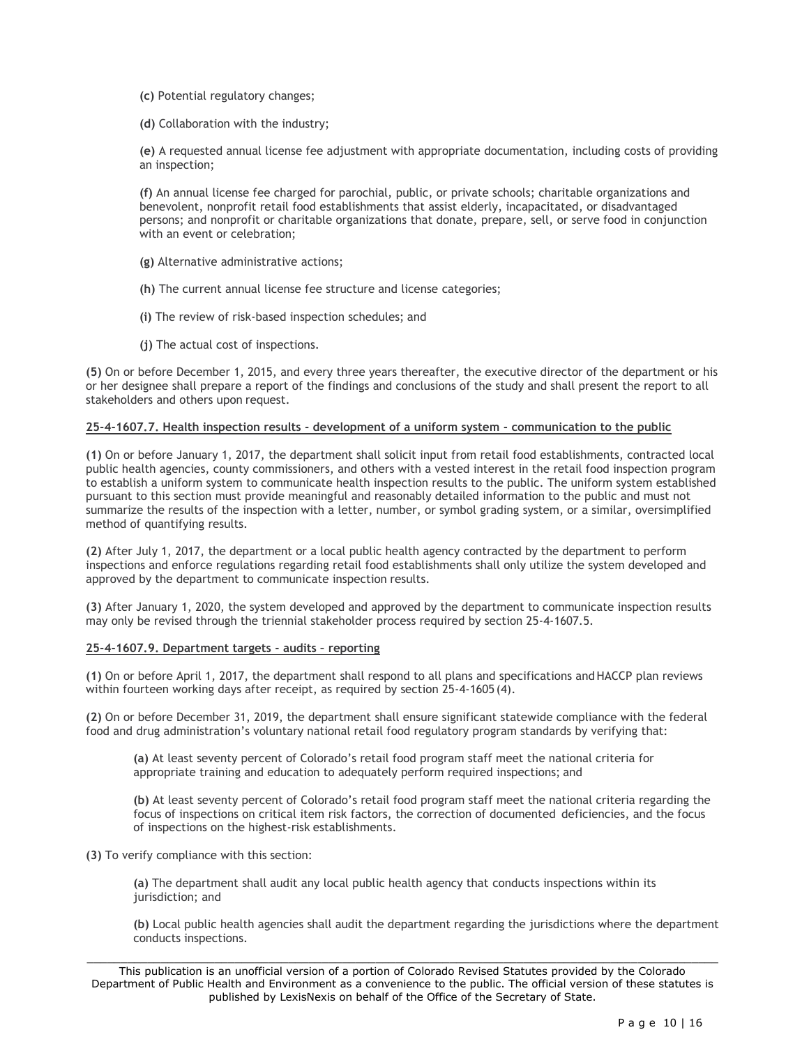**(c)** Potential regulatory changes;

**(d)** Collaboration with the industry;

**(e)** A requested annual license fee adjustment with appropriate documentation, including costs of providing an inspection;

**(f)** An annual license fee charged for parochial, public, or private schools; charitable organizations and benevolent, nonprofit retail food establishments that assist elderly, incapacitated, or disadvantaged persons; and nonprofit or charitable organizations that donate, prepare, sell, or serve food in conjunction with an event or celebration;

**(g)** Alternative administrative actions;

**(h)** The current annual license fee structure and license categories;

**(i)** The review of risk-based inspection schedules; and

**(j)** The actual cost of inspections.

**(5)** On or before December 1, 2015, and every three years thereafter, the executive director of the department or his or her designee shall prepare a report of the findings and conclusions of the study and shall present the report to all stakeholders and others upon request.

**25-4-1607.7. Health inspection results - development of a uniform system - communication to the public**

**(1)** On or before January 1, 2017, the department shall solicit input from retail food establishments, contracted local public health agencies, county commissioners, and others with a vested interest in the retail food inspection program to establish a uniform system to communicate health inspection results to the public. The uniform system established pursuant to this section must provide meaningful and reasonably detailed information to the public and must not summarize the results of the inspection with a letter, number, or symbol grading system, or a similar, oversimplified method of quantifying results.

**(2)** After July 1, 2017, the department or a local public health agency contracted by the department to perform inspections and enforce regulations regarding retail food establishments shall only utilize the system developed and approved by the department to communicate inspection results.

**(3)** After January 1, 2020, the system developed and approved by the department to communicate inspection results may only be revised through the triennial stakeholder process required by section 25-4-1607.5.

**25-4-1607.9. Department targets - audits – reporting**

**(1)** On or before April 1, 2017, the department shall respond to all plans and specifications and HACCP plan reviews within fourteen working days after receipt, as required by section 25-4-1605 (4).

**(2)** On or before December 31, 2019, the department shall ensure significant statewide compliance with the federal food and drug administration's voluntary national retail food regulatory program standards by verifying that:

**(a)** At least seventy percent of Colorado's retail food program staff meet the national criteria for appropriate training and education to adequately perform required inspections; and

**(b)** At least seventy percent of Colorado's retail food program staff meet the national criteria regarding the focus of inspections on critical item risk factors, the correction of documented deficiencies, and the focus of inspections on the highest-risk establishments.

**(3)** To verify compliance with this section:

**(a)** The department shall audit any local public health agency that conducts inspections within its jurisdiction; and

**(b)** Local public health agencies shall audit the department regarding the jurisdictions where the department conducts inspections.

This publication is an unofficial version of a portion of Colorado Revised Statutes provided by the Colorado Department of Public Health and Environment as a convenience to the public. The official version of these statutes is published by LexisNexis on behalf of the Office of the Secretary of State.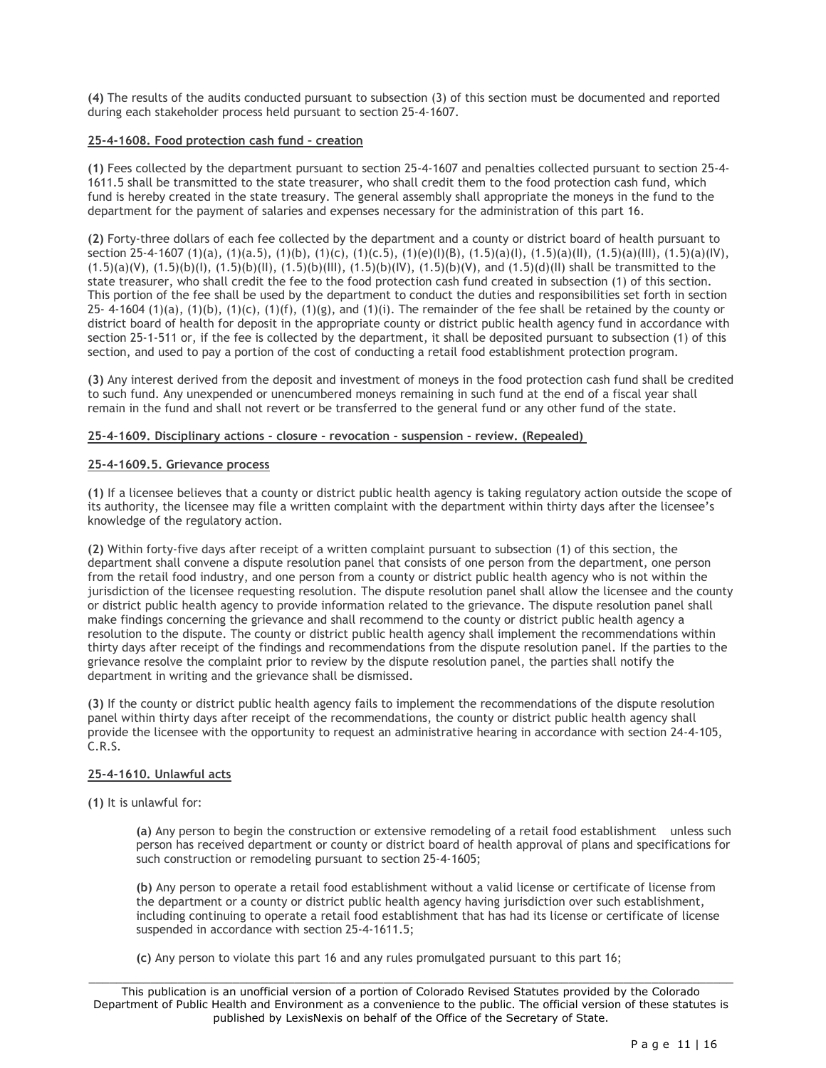**(4)** The results of the audits conducted pursuant to subsection (3) of this section must be documented and reported during each stakeholder process held pursuant to section 25-4-1607.

**25-4-1608. Food protection cash fund – creation**

**(1)** Fees collected by the department pursuant to section 25-4-1607 and penalties collected pursuant to section 25-4-1611.5 shall be transmitted to the state treasurer, who shall credit them to the food protection cash fund, which fund is hereby created in the state treasury. The general assembly shall appropriate the moneys in the fund to the department for the payment of salaries and expenses necessary for the administration of this part 16.

**(2)** Forty-three dollars of each fee collected by the department and a county or district board of health pursuant to section 25-4-1607 (1)(a), (1)(a.5), (1)(b), (1)(c), (1)(c.5), (1)(e)(I)(B), (1.5)(a)(I), (1.5)(a)(II), (1.5)(a)(III), (1.5)(a)(IV), (1.5)(a)(V), (1.5)(b)(I), (1.5)(b)(II), (1.5)(b)(III), (1.5)(b)(IV), (1.5)(b)(V), and (1.5)(d)(II) shall be transmitted to the state treasurer, who shall credit the fee to the food protection cash fund created in subsection (1) of this section. This portion of the fee shall be used by the department to conduct the duties and responsibilities set forth in section 25- 4-1604 (1)(a), (1)(b), (1)(c), (1)(f), (1)(g), and (1)(i). The remainder of the fee shall be retained by the county or district board of health for deposit in the appropriate county or district public health agency fund in accordance with section 25-1-511 or, if the fee is collected by the department, it shall be deposited pursuant to subsection (1) of this section, and used to pay a portion of the cost of conducting a retail food establishment protection program.

**(3)** Any interest derived from the deposit and investment of moneys in the food protection cash fund shall be credited to such fund. Any unexpended or unencumbered moneys remaining in such fund at the end of a fiscal year shall remain in the fund and shall not revert or be transferred to the general fund or any other fund of the state.

**25-4-1609. Disciplinary actions - closure - revocation - suspension - review. (Repealed)**

**25-4-1609.5. Grievance process**

**(1)** If a licensee believes that a county or district public health agency is taking regulatory action outside the scope of its authority, the licensee may file a written complaint with the department within thirty days after the licensee's knowledge of the regulatory action.

**(2)** Within forty-five days after receipt of a written complaint pursuant to subsection (1) of this section, the department shall convene a dispute resolution panel that consists of one person from the department, one person from the retail food industry, and one person from a county or district public health agency who is not within the jurisdiction of the licensee requesting resolution. The dispute resolution panel shall allow the licensee and the county or district public health agency to provide information related to the grievance. The dispute resolution panel shall make findings concerning the grievance and shall recommend to the county or district public health agency a resolution to the dispute. The county or district public health agency shall implement the recommendations within thirty days after receipt of the findings and recommendations from the dispute resolution panel. If the parties to the grievance resolve the complaint prior to review by the dispute resolution panel, the parties shall notify the department in writing and the grievance shall be dismissed.

**(3)** If the county or district public health agency fails to implement the recommendations of the dispute resolution panel within thirty days after receipt of the recommendations, the county or district public health agency shall provide the licensee with the opportunity to request an administrative hearing in accordance with section 24-4-105, C.R.S.

**25-4-1610. Unlawful acts**

**(1)** It is unlawful for:

> **(a)** Any person to begin the construction or extensive remodeling of a retail food establishment unless such person has received department or county or district board of health approval of plans and specifications for such construction or remodeling pursuant to section 25-4-1605;
>
> **(b)** Any person to operate a retail food establishment without a valid license or certificate of license from the department or a county or district public health agency having jurisdiction over such establishment, including continuing to operate a retail food establishment that has had its license or certificate of license suspended in accordance with section 25-4-1611.5;
>
> **(c)** Any person to violate this part 16 and any rules promulgated pursuant to this part 16;

This publication is an unofficial version of a portion of Colorado Revised Statutes provided by the Colorado Department of Public Health and Environment as a convenience to the public. The official version of these statutes is published by LexisNexis on behalf of the Office of the Secretary of State.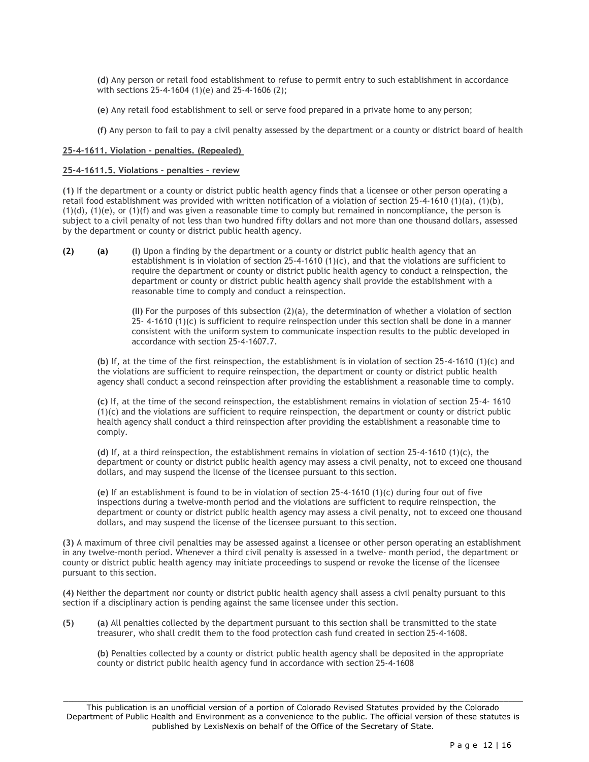**(d)** Any person or retail food establishment to refuse to permit entry to such establishment in accordance with sections 25-4-1604 (1)(e) and 25-4-1606 (2);

**(e)** Any retail food establishment to sell or serve food prepared in a private home to any person;

**(f)** Any person to fail to pay a civil penalty assessed by the department or a county or district board of health

**25-4-1611. Violation - penalties. (Repealed)**

**25-4-1611.5. Violations - penalties – review**

**(1)** If the department or a county or district public health agency finds that a licensee or other person operating a retail food establishment was provided with written notification of a violation of section 25-4-1610 (1)(a), (1)(b), (1)(d), (1)(e), or (1)(f) and was given a reasonable time to comply but remained in noncompliance, the person is subject to a civil penalty of not less than two hundred fifty dollars and not more than one thousand dollars, assessed by the department or county or district public health agency.

**(2)** **(a)** **(I)** Upon a finding by the department or a county or district public health agency that an establishment is in violation of section 25-4-1610 (1)(c), and that the violations are sufficient to require the department or county or district public health agency to conduct a reinspection, the department or county or district public health agency shall provide the establishment with a reasonable time to comply and conduct a reinspection.

**(II)** For the purposes of this subsection (2)(a), the determination of whether a violation of section 25- 4-1610 (1)(c) is sufficient to require reinspection under this section shall be done in a manner consistent with the uniform system to communicate inspection results to the public developed in accordance with section 25-4-1607.7.

**(b)** If, at the time of the first reinspection, the establishment is in violation of section 25-4-1610 (1)(c) and the violations are sufficient to require reinspection, the department or county or district public health agency shall conduct a second reinspection after providing the establishment a reasonable time to comply.

**(c)** If, at the time of the second reinspection, the establishment remains in violation of section 25-4- 1610 (1)(c) and the violations are sufficient to require reinspection, the department or county or district public health agency shall conduct a third reinspection after providing the establishment a reasonable time to comply.

**(d)** If, at a third reinspection, the establishment remains in violation of section 25-4-1610 (1)(c), the department or county or district public health agency may assess a civil penalty, not to exceed one thousand dollars, and may suspend the license of the licensee pursuant to this section.

**(e)** If an establishment is found to be in violation of section 25-4-1610 (1)(c) during four out of five inspections during a twelve-month period and the violations are sufficient to require reinspection, the department or county or district public health agency may assess a civil penalty, not to exceed one thousand dollars, and may suspend the license of the licensee pursuant to this section.

**(3)** A maximum of three civil penalties may be assessed against a licensee or other person operating an establishment in any twelve-month period. Whenever a third civil penalty is assessed in a twelve- month period, the department or county or district public health agency may initiate proceedings to suspend or revoke the license of the licensee pursuant to this section.

**(4)** Neither the department nor county or district public health agency shall assess a civil penalty pursuant to this section if a disciplinary action is pending against the same licensee under this section.

**(5)** **(a)** All penalties collected by the department pursuant to this section shall be transmitted to the state treasurer, who shall credit them to the food protection cash fund created in section 25-4-1608.

**(b)** Penalties collected by a county or district public health agency shall be deposited in the appropriate county or district public health agency fund in accordance with section 25-4-1608

This publication is an unofficial version of a portion of Colorado Revised Statutes provided by the Colorado Department of Public Health and Environment as a convenience to the public. The official version of these statutes is published by LexisNexis on behalf of the Office of the Secretary of State.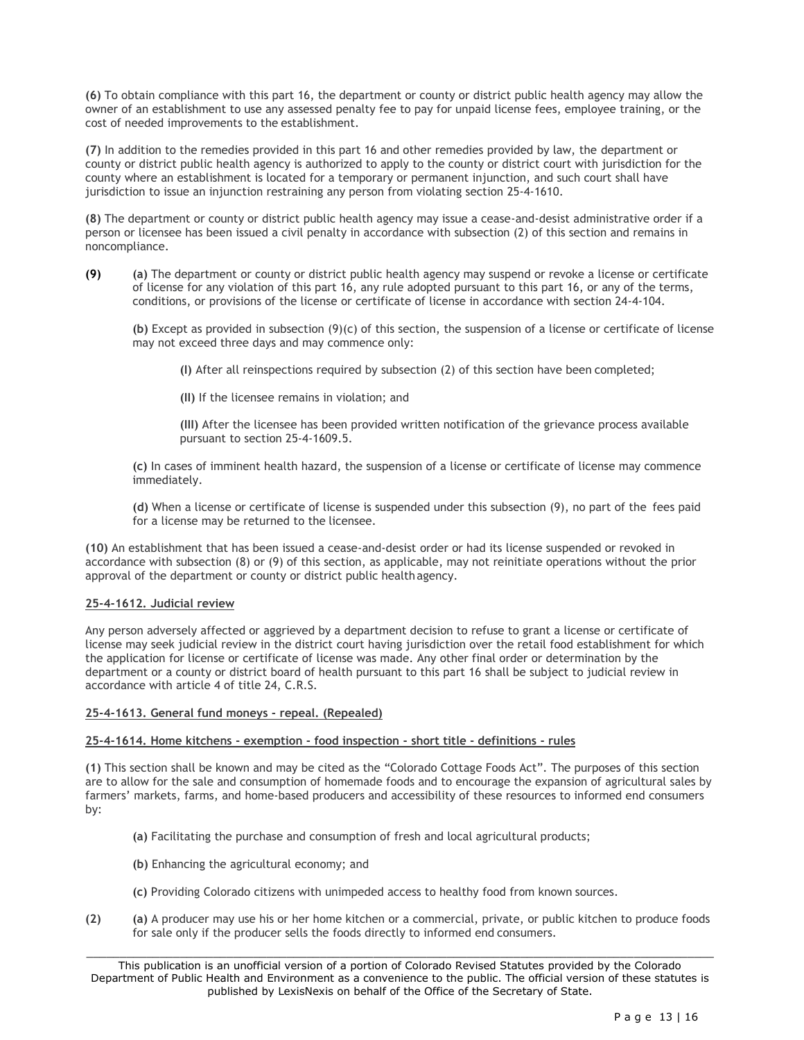**(6)** To obtain compliance with this part 16, the department or county or district public health agency may allow the owner of an establishment to use any assessed penalty fee to pay for unpaid license fees, employee training, or the cost of needed improvements to the establishment.

**(7)** In addition to the remedies provided in this part 16 and other remedies provided by law, the department or county or district public health agency is authorized to apply to the county or district court with jurisdiction for the county where an establishment is located for a temporary or permanent injunction, and such court shall have jurisdiction to issue an injunction restraining any person from violating section 25-4-1610.

**(8)** The department or county or district public health agency may issue a cease-and-desist administrative order if a person or licensee has been issued a civil penalty in accordance with subsection (2) of this section and remains in noncompliance.

**(9)** **(a)** The department or county or district public health agency may suspend or revoke a license or certificate of license for any violation of this part 16, any rule adopted pursuant to this part 16, or any of the terms, conditions, or provisions of the license or certificate of license in accordance with section 24-4-104.

**(b)** Except as provided in subsection (9)(c) of this section, the suspension of a license or certificate of license may not exceed three days and may commence only:

**(I)** After all reinspections required by subsection (2) of this section have been completed;

**(II)** If the licensee remains in violation; and

**(III)** After the licensee has been provided written notification of the grievance process available pursuant to section 25-4-1609.5.

**(c)** In cases of imminent health hazard, the suspension of a license or certificate of license may commence immediately.

**(d)** When a license or certificate of license is suspended under this subsection (9), no part of the fees paid for a license may be returned to the licensee.

**(10)** An establishment that has been issued a cease-and-desist order or had its license suspended or revoked in accordance with subsection (8) or (9) of this section, as applicable, may not reinitiate operations without the prior approval of the department or county or district public health agency.

## 25-4-1612. Judicial review

Any person adversely affected or aggrieved by a department decision to refuse to grant a license or certificate of license may seek judicial review in the district court having jurisdiction over the retail food establishment for which the application for license or certificate of license was made. Any other final order or determination by the department or a county or district board of health pursuant to this part 16 shall be subject to judicial review in accordance with article 4 of title 24, C.R.S.

## 25-4-1613. General fund moneys - repeal. (Repealed)

## 25-4-1614. Home kitchens - exemption - food inspection - short title - definitions - rules

**(1)** This section shall be known and may be cited as the "Colorado Cottage Foods Act". The purposes of this section are to allow for the sale and consumption of homemade foods and to encourage the expansion of agricultural sales by farmers' markets, farms, and home-based producers and accessibility of these resources to informed end consumers by:

**(a)** Facilitating the purchase and consumption of fresh and local agricultural products;

**(b)** Enhancing the agricultural economy; and

**(c)** Providing Colorado citizens with unimpeded access to healthy food from known sources.

**(2)** **(a)** A producer may use his or her home kitchen or a commercial, private, or public kitchen to produce foods for sale only if the producer sells the foods directly to informed end consumers.

This publication is an unofficial version of a portion of Colorado Revised Statutes provided by the Colorado Department of Public Health and Environment as a convenience to the public. The official version of these statutes is published by LexisNexis on behalf of the Office of the Secretary of State.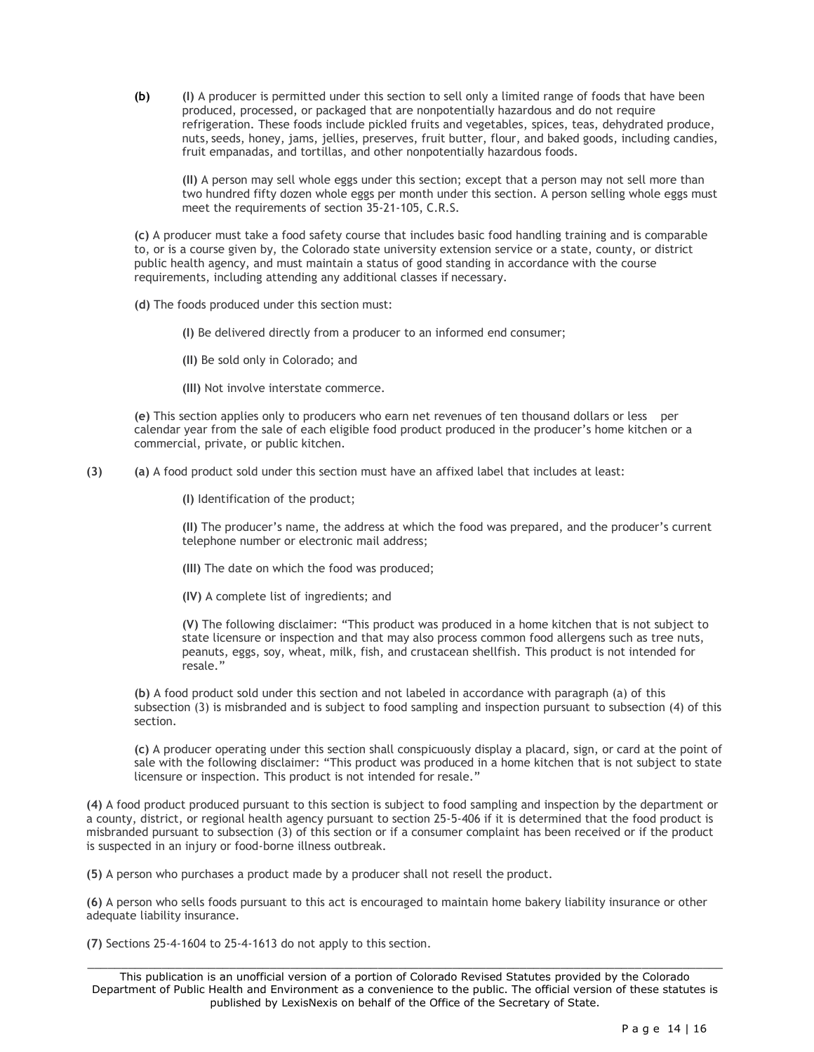**(b)** **(I)** A producer is permitted under this section to sell only a limited range of foods that have been produced, processed, or packaged that are nonpotentially hazardous and do not require refrigeration. These foods include pickled fruits and vegetables, spices, teas, dehydrated produce, nuts, seeds, honey, jams, jellies, preserves, fruit butter, flour, and baked goods, including candies, fruit empanadas, and tortillas, and other nonpotentially hazardous foods.

**(II)** A person may sell whole eggs under this section; except that a person may not sell more than two hundred fifty dozen whole eggs per month under this section. A person selling whole eggs must meet the requirements of section 35-21-105, C.R.S.

**(c)** A producer must take a food safety course that includes basic food handling training and is comparable to, or is a course given by, the Colorado state university extension service or a state, county, or district public health agency, and must maintain a status of good standing in accordance with the course requirements, including attending any additional classes if necessary.

**(d)** The foods produced under this section must:

**(I)** Be delivered directly from a producer to an informed end consumer;

**(II)** Be sold only in Colorado; and

**(III)** Not involve interstate commerce.

**(e)** This section applies only to producers who earn net revenues of ten thousand dollars or less per calendar year from the sale of each eligible food product produced in the producer's home kitchen or a commercial, private, or public kitchen.

**(3)** **(a)** A food product sold under this section must have an affixed label that includes at least:

**(I)** Identification of the product;

**(II)** The producer's name, the address at which the food was prepared, and the producer's current telephone number or electronic mail address;

**(III)** The date on which the food was produced;

**(IV)** A complete list of ingredients; and

**(V)** The following disclaimer: "This product was produced in a home kitchen that is not subject to state licensure or inspection and that may also process common food allergens such as tree nuts, peanuts, eggs, soy, wheat, milk, fish, and crustacean shellfish. This product is not intended for resale."

**(b)** A food product sold under this section and not labeled in accordance with paragraph (a) of this subsection (3) is misbranded and is subject to food sampling and inspection pursuant to subsection (4) of this section.

**(c)** A producer operating under this section shall conspicuously display a placard, sign, or card at the point of sale with the following disclaimer: "This product was produced in a home kitchen that is not subject to state licensure or inspection. This product is not intended for resale."

**(4)** A food product produced pursuant to this section is subject to food sampling and inspection by the department or a county, district, or regional health agency pursuant to section 25-5-406 if it is determined that the food product is misbranded pursuant to subsection (3) of this section or if a consumer complaint has been received or if the product is suspected in an injury or food-borne illness outbreak.

**(5)** A person who purchases a product made by a producer shall not resell the product.

**(6)** A person who sells foods pursuant to this act is encouraged to maintain home bakery liability insurance or other adequate liability insurance.

**(7)** Sections 25-4-1604 to 25-4-1613 do not apply to this section.

This publication is an unofficial version of a portion of Colorado Revised Statutes provided by the Colorado Department of Public Health and Environment as a convenience to the public. The official version of these statutes is published by LexisNexis on behalf of the Office of the Secretary of State.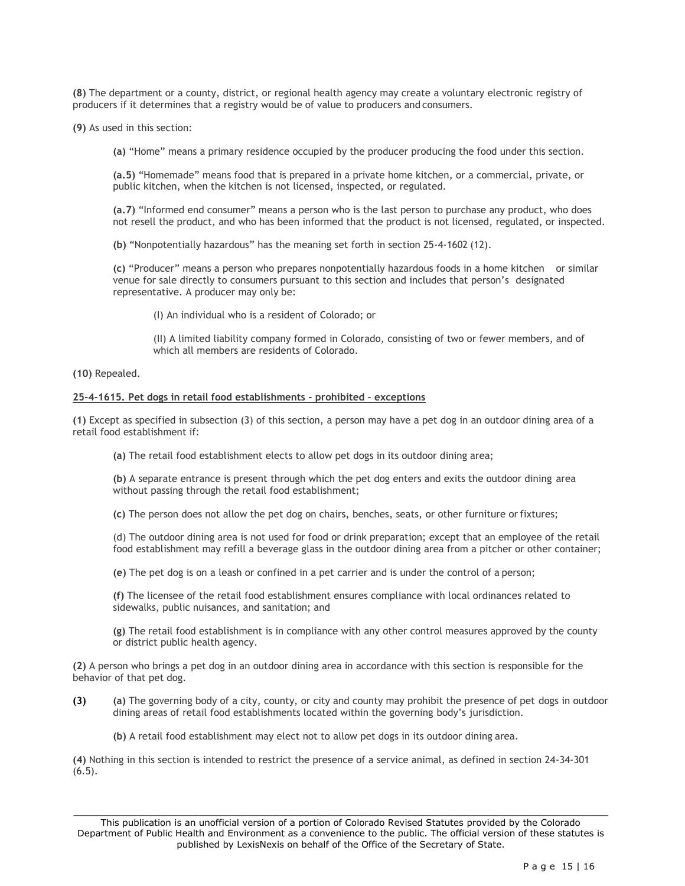**(8)** The department or a county, district, or regional health agency may create a voluntary electronic registry of producers if it determines that a registry would be of value to producers and consumers.

**(9)** As used in this section:

**(a)** "Home" means a primary residence occupied by the producer producing the food under this section.

**(a.5)** "Homemade" means food that is prepared in a private home kitchen, or a commercial, private, or public kitchen, when the kitchen is not licensed, inspected, or regulated.

**(a.7)** "Informed end consumer" means a person who is the last person to purchase any product, who does not resell the product, and who has been informed that the product is not licensed, regulated, or inspected.

**(b)** "Nonpotentially hazardous" has the meaning set forth in section 25-4-1602 (12).

**(c)** "Producer" means a person who prepares nonpotentially hazardous foods in a home kitchen or similar venue for sale directly to consumers pursuant to this section and includes that person's designated representative. A producer may only be:

(I) An individual who is a resident of Colorado; or

(II) A limited liability company formed in Colorado, consisting of two or fewer members, and of which all members are residents of Colorado.

**(10)** Repealed.

**25-4-1615. Pet dogs in retail food establishments - prohibited – exceptions**

**(1)** Except as specified in subsection (3) of this section, a person may have a pet dog in an outdoor dining area of a retail food establishment if:

**(a)** The retail food establishment elects to allow pet dogs in its outdoor dining area;

**(b)** A separate entrance is present through which the pet dog enters and exits the outdoor dining area without passing through the retail food establishment;

**(c)** The person does not allow the pet dog on chairs, benches, seats, or other furniture or fixtures;

(d) The outdoor dining area is not used for food or drink preparation; except that an employee of the retail food establishment may refill a beverage glass in the outdoor dining area from a pitcher or other container;

**(e)** The pet dog is on a leash or confined in a pet carrier and is under the control of a person;

**(f)** The licensee of the retail food establishment ensures compliance with local ordinances related to sidewalks, public nuisances, and sanitation; and

**(g)** The retail food establishment is in compliance with any other control measures approved by the county or district public health agency.

**(2)** A person who brings a pet dog in an outdoor dining area in accordance with this section is responsible for the behavior of that pet dog.

**(3)** **(a)** The governing body of a city, county, or city and county may prohibit the presence of pet dogs in outdoor dining areas of retail food establishments located within the governing body's jurisdiction.

**(b)** A retail food establishment may elect not to allow pet dogs in its outdoor dining area.

**(4)** Nothing in this section is intended to restrict the presence of a service animal, as defined in section 24-34-301 (6.5).

This publication is an unofficial version of a portion of Colorado Revised Statutes provided by the Colorado Department of Public Health and Environment as a convenience to the public. The official version of these statutes is published by LexisNexis on behalf of the Office of the Secretary of State.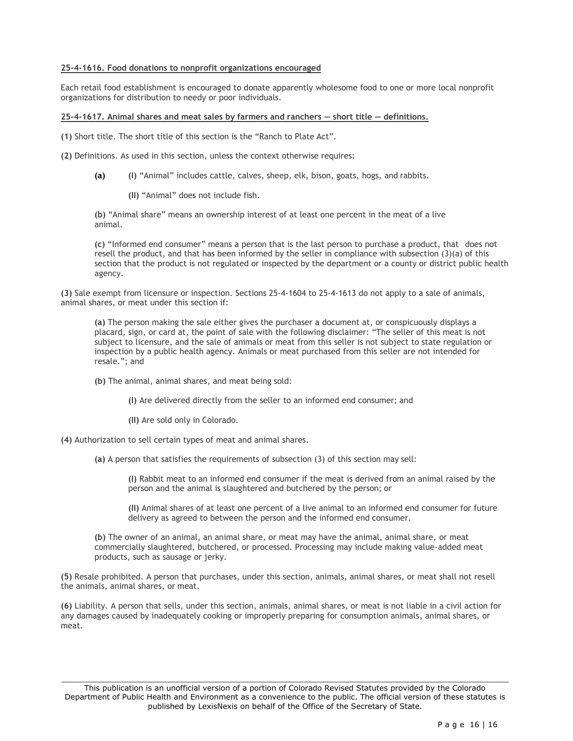**25-4-1616. Food donations to nonprofit organizations encouraged**

Each retail food establishment is encouraged to donate apparently wholesome food to one or more local nonprofit organizations for distribution to needy or poor individuals.

**25-4-1617. Animal shares and meat sales by farmers and ranchers — short title — definitions.**

**(1)** Short title. The short title of this section is the "Ranch to Plate Act".

**(2)** Definitions. As used in this section, unless the context otherwise requires:

**(a)** **(I)** "Animal" includes cattle, calves, sheep, elk, bison, goats, hogs, and rabbits.

**(II)** "Animal" does not include fish.

**(b)** "Animal share" means an ownership interest of at least one percent in the meat of a live animal.

**(c)** "Informed end consumer" means a person that is the last person to purchase a product, that does not resell the product, and that has been informed by the seller in compliance with subsection (3)(a) of this section that the product is not regulated or inspected by the department or a county or district public health agency.

**(3)** Sale exempt from licensure or inspection. Sections 25-4-1604 to 25-4-1613 do not apply to a sale of animals, animal shares, or meat under this section if:

**(a)** The person making the sale either gives the purchaser a document at, or conspicuously displays a placard, sign, or card at, the point of sale with the following disclaimer: "The seller of this meat is not subject to licensure, and the sale of animals or meat from this seller is not subject to state regulation or inspection by a public health agency. Animals or meat purchased from this seller are not intended for resale."; and

**(b)** The animal, animal shares, and meat being sold:

**(I)** Are delivered directly from the seller to an informed end consumer; and

**(II)** Are sold only in Colorado.

**(4)** Authorization to sell certain types of meat and animal shares.

**(a)** A person that satisfies the requirements of subsection (3) of this section may sell:

**(I)** Rabbit meat to an informed end consumer if the meat is derived from an animal raised by the person and the animal is slaughtered and butchered by the person; or

**(II)** Animal shares of at least one percent of a live animal to an informed end consumer for future delivery as agreed to between the person and the informed end consumer.

**(b)** The owner of an animal, an animal share, or meat may have the animal, animal share, or meat commercially slaughtered, butchered, or processed. Processing may include making value-added meat products, such as sausage or jerky.

**(5)** Resale prohibited. A person that purchases, under this section, animals, animal shares, or meat shall not resell the animals, animal shares, or meat.

**(6)** Liability. A person that sells, under this section, animals, animal shares, or meat is not liable in a civil action for any damages caused by inadequately cooking or improperly preparing for consumption animals, animal shares, or meat.

This publication is an unofficial version of a portion of Colorado Revised Statutes provided by the Colorado Department of Public Health and Environment as a convenience to the public. The official version of these statutes is published by LexisNexis on behalf of the Office of the Secretary of State.